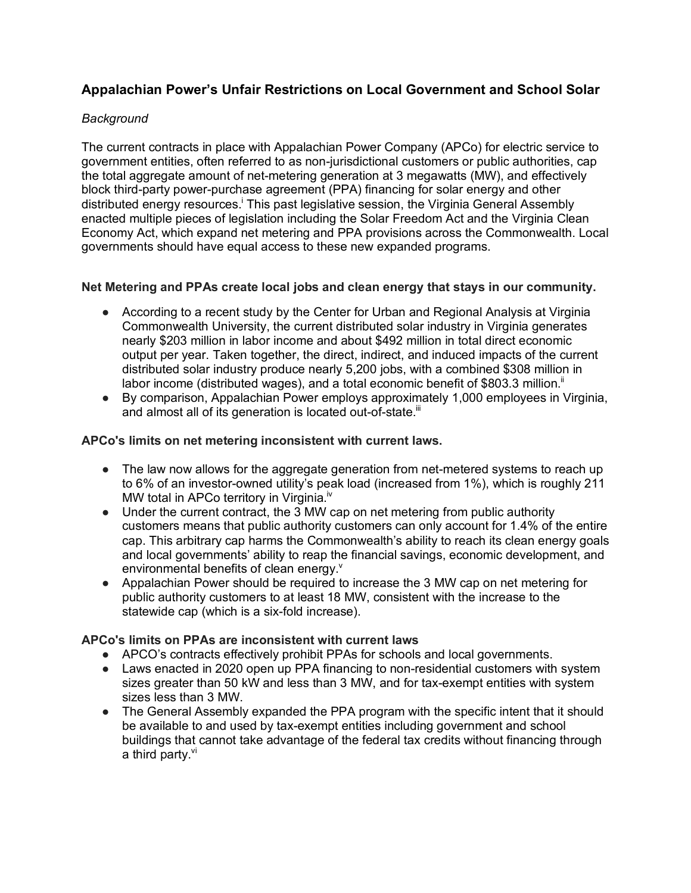## Appalachian Power's Unfair Restrictions on Local Government and School Solar

*Background*

The current contracts in place with Appalachian Power Company (APCo) for electric service to government entities, often referred to as non-jurisdictional customers or public authorities, cap the total aggregate amount of net-metering generation at 3 megawatts (MW), and effectively block third-party power-purchase agreement (PPA) financing for solar energy and other distributed energy resources.[i] This past legislative session, the Virginia General Assembly enacted multiple pieces of legislation including the Solar Freedom Act and the Virginia Clean Economy Act, which expand net metering and PPA provisions across the Commonwealth. Local governments should have equal access to these new expanded programs.

**Net Metering and PPAs create local jobs and clean energy that stays in our community.**

- According to a recent study by the Center for Urban and Regional Analysis at Virginia Commonwealth University, the current distributed solar industry in Virginia generates nearly $203 million in labor income and about $492 million in total direct economic output per year. Taken together, the direct, indirect, and induced impacts of the current distributed solar industry produce nearly 5,200 jobs, with a combined $308 million in labor income (distributed wages), and a total economic benefit of $803.3 million.[ii]
- By comparison, Appalachian Power employs approximately 1,000 employees in Virginia, and almost all of its generation is located out-of-state.[iii]

**APCo's limits on net metering inconsistent with current laws.**

- The law now allows for the aggregate generation from net-metered systems to reach up to 6% of an investor-owned utility's peak load (increased from 1%), which is roughly 211 MW total in APCo territory in Virginia.[iv]
- Under the current contract, the 3 MW cap on net metering from public authority customers means that public authority customers can only account for 1.4% of the entire cap. This arbitrary cap harms the Commonwealth's ability to reach its clean energy goals and local governments' ability to reap the financial savings, economic development, and environmental benefits of clean energy.[v]
- Appalachian Power should be required to increase the 3 MW cap on net metering for public authority customers to at least 18 MW, consistent with the increase to the statewide cap (which is a six-fold increase).

**APCo's limits on PPAs are inconsistent with current laws**

- APCO's contracts effectively prohibit PPAs for schools and local governments.
- Laws enacted in 2020 open up PPA financing to non-residential customers with system sizes greater than 50 kW and less than 3 MW, and for tax-exempt entities with system sizes less than 3 MW.
- The General Assembly expanded the PPA program with the specific intent that it should be available to and used by tax-exempt entities including government and school buildings that cannot take advantage of the federal tax credits without financing through a third party.[vi]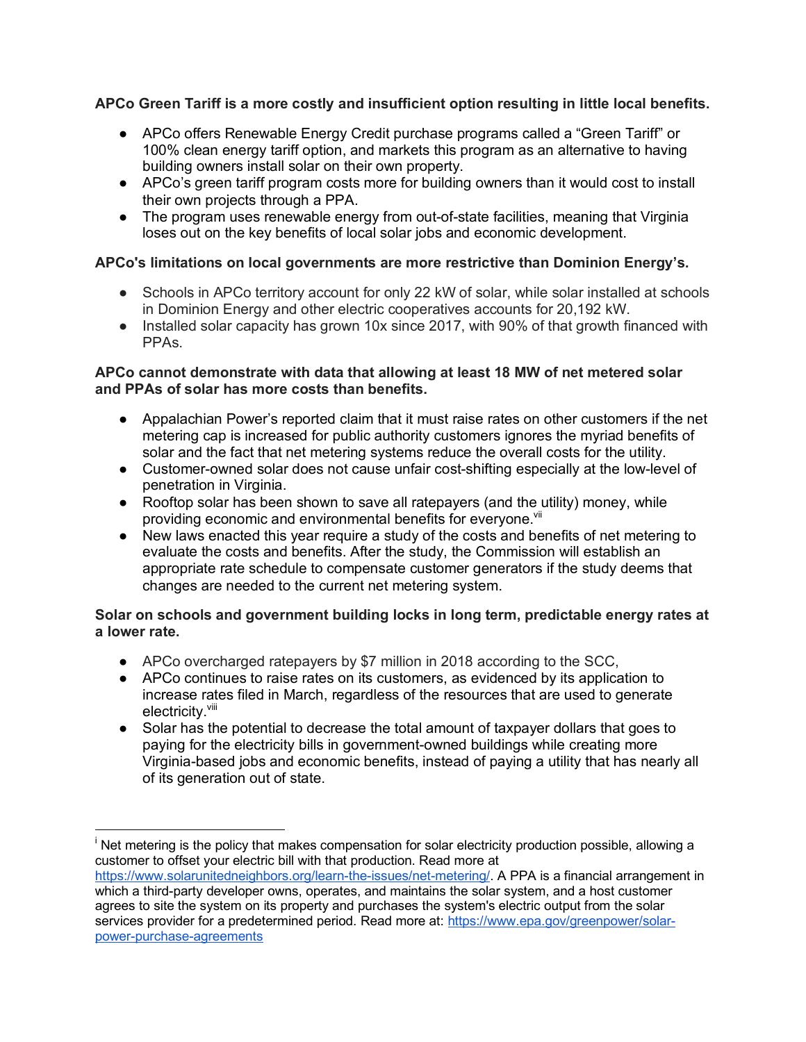**APCo Green Tariff is a more costly and insufficient option resulting in little local benefits.**

- APCo offers Renewable Energy Credit purchase programs called a "Green Tariff" or 100% clean energy tariff option, and markets this program as an alternative to having building owners install solar on their own property.
- APCo's green tariff program costs more for building owners than it would cost to install their own projects through a PPA.
- The program uses renewable energy from out-of-state facilities, meaning that Virginia loses out on the key benefits of local solar jobs and economic development.

**APCo's limitations on local governments are more restrictive than Dominion Energy's.**

- Schools in APCo territory account for only 22 kW of solar, while solar installed at schools in Dominion Energy and other electric cooperatives accounts for 20,192 kW.
- Installed solar capacity has grown 10x since 2017, with 90% of that growth financed with PPAs.

**APCo cannot demonstrate with data that allowing at least 18 MW of net metered solar and PPAs of solar has more costs than benefits.**

- Appalachian Power's reported claim that it must raise rates on other customers if the net metering cap is increased for public authority customers ignores the myriad benefits of solar and the fact that net metering systems reduce the overall costs for the utility.
- Customer-owned solar does not cause unfair cost-shifting especially at the low-level of penetration in Virginia.
- Rooftop solar has been shown to save all ratepayers (and the utility) money, while providing economic and environmental benefits for everyone.[vii]
- New laws enacted this year require a study of the costs and benefits of net metering to evaluate the costs and benefits. After the study, the Commission will establish an appropriate rate schedule to compensate customer generators if the study deems that changes are needed to the current net metering system.

**Solar on schools and government building locks in long term, predictable energy rates at a lower rate.**

- APCo overcharged ratepayers by $7 million in 2018 according to the SCC,
- APCo continues to raise rates on its customers, as evidenced by its application to increase rates filed in March, regardless of the resources that are used to generate electricity.[viii]
- Solar has the potential to decrease the total amount of taxpayer dollars that goes to paying for the electricity bills in government-owned buildings while creating more Virginia-based jobs and economic benefits, instead of paying a utility that has nearly all of its generation out of state.

---

[i] Net metering is the policy that makes compensation for solar electricity production possible, allowing a customer to offset your electric bill with that production. Read more at https://www.solarunitedneighbors.org/learn-the-issues/net-metering/. A PPA is a financial arrangement in which a third-party developer owns, operates, and maintains the solar system, and a host customer agrees to site the system on its property and purchases the system's electric output from the solar services provider for a predetermined period. Read more at: https://www.epa.gov/greenpower/solar-power-purchase-agreements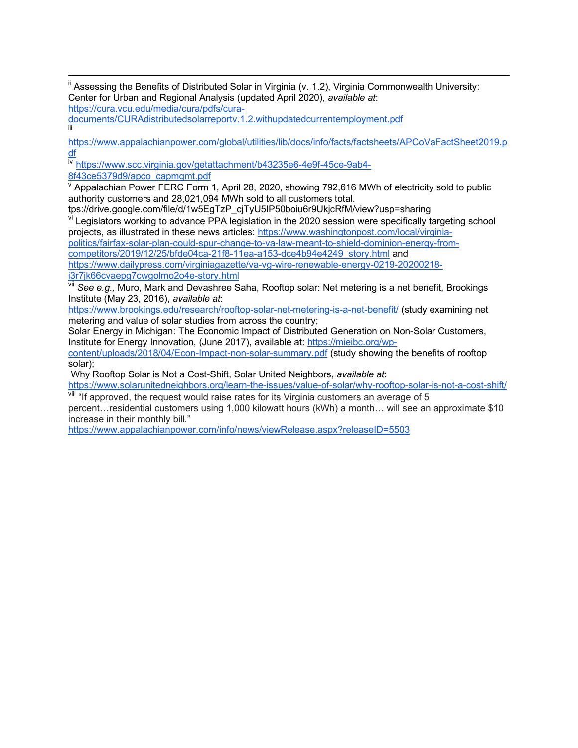[ii] Assessing the Benefits of Distributed Solar in Virginia (v. 1.2), Virginia Commonwealth University: Center for Urban and Regional Analysis (updated April 2020), *available at*: https://cura.vcu.edu/media/cura/pdfs/cura-documents/CURAdistributedsolarreportv.1.2.withupdatedcurrentemployment.pdf

[iii] https://www.appalachianpower.com/global/utilities/lib/docs/info/facts/factsheets/APCoVaFactSheet2019.pdf

[iv] https://www.scc.virginia.gov/getattachment/b43235e6-4e9f-45ce-9ab4-8f43ce5379d9/apco_capmgmt.pdf

[v] Appalachian Power FERC Form 1, April 28, 2020, showing 792,616 MWh of electricity sold to public authority customers and 28,021,094 MWh sold to all customers total.
tps://drive.google.com/file/d/1w5EgTzP_cjTyU5IP50boiu6r9UkjcRfM/view?usp=sharing

[vi] Legislators working to advance PPA legislation in the 2020 session were specifically targeting school projects, as illustrated in these news articles: https://www.washingtonpost.com/local/virginia-politics/fairfax-solar-plan-could-spur-change-to-va-law-meant-to-shield-dominion-energy-from-competitors/2019/12/25/bfde04ca-21f8-11ea-a153-dce4b94e4249_story.html and https://www.dailypress.com/virginiagazette/va-vg-wire-renewable-energy-0219-20200218-i3r7jk66cvaepg7cwgolmo2o4e-story.html

[vii] *See e.g.,* Muro, Mark and Devashree Saha, Rooftop solar: Net metering is a net benefit, Brookings Institute (May 23, 2016), *available at*: https://www.brookings.edu/research/rooftop-solar-net-metering-is-a-net-benefit/ (study examining net metering and value of solar studies from across the country;
Solar Energy in Michigan: The Economic Impact of Distributed Generation on Non-Solar Customers, Institute for Energy Innovation, (June 2017), available at: https://mieibc.org/wp-content/uploads/2018/04/Econ-Impact-non-solar-summary.pdf (study showing the benefits of rooftop solar);
Why Rooftop Solar is Not a Cost-Shift, Solar United Neighbors, *available at*: https://www.solarunitedneighbors.org/learn-the-issues/value-of-solar/why-rooftop-solar-is-not-a-cost-shift/

[viii] "If approved, the request would raise rates for its Virginia customers an average of 5 percent…residential customers using 1,000 kilowatt hours (kWh) a month… will see an approximate $10 increase in their monthly bill."
https://www.appalachianpower.com/info/news/viewRelease.aspx?releaseID=5503